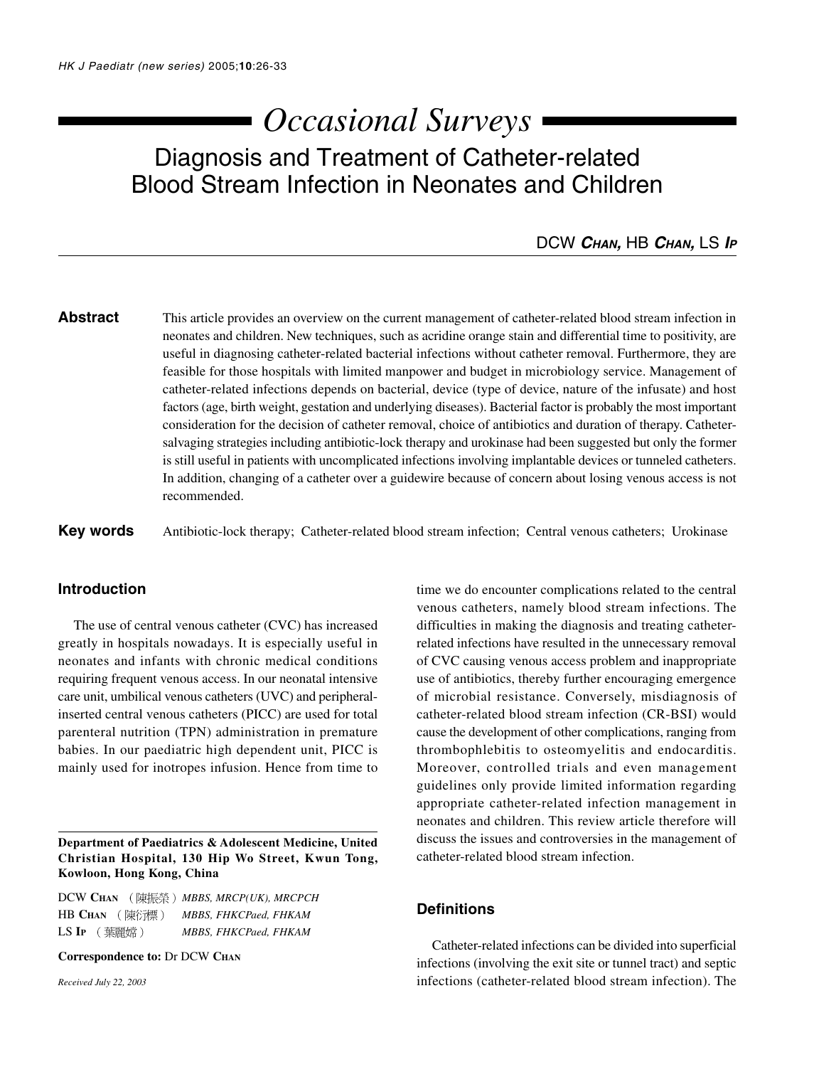*Occasional Surveys*

# Diagnosis and Treatment of Catheter-related Blood Stream Infection in Neonates and Children

DCW **CHAN**, HB **CHAN**, LS **IP**

**Abstract** This article provides an overview on the current management of catheter-related blood stream infection in neonates and children. New techniques, such as acridine orange stain and differential time to positivity, are useful in diagnosing catheter-related bacterial infections without catheter removal. Furthermore, they are feasible for those hospitals with limited manpower and budget in microbiology service. Management of catheter-related infections depends on bacterial, device (type of device, nature of the infusate) and host factors (age, birth weight, gestation and underlying diseases). Bacterial factor is probably the most important consideration for the decision of catheter removal, choice of antibiotics and duration of therapy. Catheter-salvaging strategies including antibiotic-lock therapy and urokinase had been suggested but only the former is still useful in patients with uncomplicated infections involving implantable devices or tunneled catheters. In addition, changing of a catheter over a guidewire because of concern about losing venous access is not recommended.

**Key words** Antibiotic-lock therapy; Catheter-related blood stream infection; Central venous catheters; Urokinase

## Introduction

The use of central venous catheter (CVC) has increased greatly in hospitals nowadays. It is especially useful in neonates and infants with chronic medical conditions requiring frequent venous access. In our neonatal intensive care unit, umbilical venous catheters (UVC) and peripheral-inserted central venous catheters (PICC) are used for total parenteral nutrition (TPN) administration in premature babies. In our paediatric high dependent unit, PICC is mainly used for inotropes infusion. Hence from time to time we do encounter complications related to the central venous catheters, namely blood stream infections. The difficulties in making the diagnosis and treating catheter-related infections have resulted in the unnecessary removal of CVC causing venous access problem and inappropriate use of antibiotics, thereby further encouraging emergence of microbial resistance. Conversely, misdiagnosis of catheter-related blood stream infection (CR-BSI) would cause the development of other complications, ranging from thrombophlebitis to osteomyelitis and endocarditis. Moreover, controlled trials and even management guidelines only provide limited information regarding appropriate catheter-related infection management in neonates and children. This review article therefore will discuss the issues and controversies in the management of catheter-related blood stream infection.

**Department of Paediatrics & Adolescent Medicine, United Christian Hospital, 130 Hip Wo Street, Kwun Tong, Kowloon, Hong Kong, China**

DCW **CHAN** (陳振榮) *MBBS, MRCP(UK), MRCPCH*
HB **CHAN** (陳衍標) *MBBS, FHKCPaed, FHKAM*
LS **IP** (葉麗嫦) *MBBS, FHKCPaed, FHKAM*

**Correspondence to:** Dr DCW **CHAN**

*Received July 22, 2003*

## Definitions

Catheter-related infections can be divided into superficial infections (involving the exit site or tunnel tract) and septic infections (catheter-related blood stream infection). The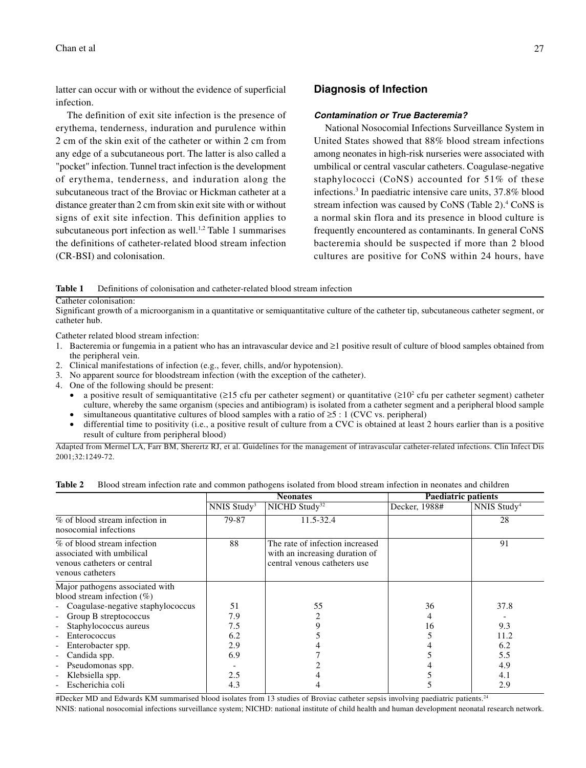latter can occur with or without the evidence of superficial infection.

The definition of exit site infection is the presence of erythema, tenderness, induration and purulence within 2 cm of the skin exit of the catheter or within 2 cm from any edge of a subcutaneous port. The latter is also called a "pocket" infection. Tunnel tract infection is the development of erythema, tenderness, and induration along the subcutaneous tract of the Broviac or Hickman catheter at a distance greater than 2 cm from skin exit site with or without signs of exit site infection. This definition applies to subcutaneous port infection as well.[1,2] Table 1 summarises the definitions of catheter-related blood stream infection (CR-BSI) and colonisation.

## Diagnosis of Infection

### *Contamination or True Bacteremia?*

National Nosocomial Infections Surveillance System in United States showed that 88% blood stream infections among neonates in high-risk nurseries were associated with umbilical or central vascular catheters. Coagulase-negative staphylococci (CoNS) accounted for 51% of these infections.[3] In paediatric intensive care units, 37.8% blood stream infection was caused by CoNS (Table 2).[4] CoNS is a normal skin flora and its presence in blood culture is frequently encountered as contaminants. In general CoNS bacteremia should be suspected if more than 2 blood cultures are positive for CoNS within 24 hours, have

**Table 1** Definitions of colonisation and catheter-related blood stream infection

Catheter colonisation:
Significant growth of a microorganism in a quantitative or semiquantitative culture of the catheter tip, subcutaneous catheter segment, or catheter hub.

Catheter related blood stream infection:

1. Bacteremia or fungemia in a patient who has an intravascular device and ≥1 positive result of culture of blood samples obtained from the peripheral vein.
2. Clinical manifestations of infection (e.g., fever, chills, and/or hypotension).
3. No apparent source for bloodstream infection (with the exception of the catheter).
4. One of the following should be present:
   - a positive result of semiquantitative (≥15 cfu per catheter segment) or quantitative ($\geq 10^2$ cfu per catheter segment) catheter culture, whereby the same organism (species and antibiogram) is isolated from a catheter segment and a peripheral blood sample
   - simultaneous quantitative cultures of blood samples with a ratio of ≥5 : 1 (CVC vs. peripheral)
   - differential time to positivity (i.e., a positive result of culture from a CVC is obtained at least 2 hours earlier than is a positive result of culture from peripheral blood)

Adapted from Mermel LA, Farr BM, Sherertz RJ, et al. Guidelines for the management of intravascular catheter-related infections. Clin Infect Dis 2001;32:1249-72.

**Table 2** Blood stream infection rate and common pathogens isolated from blood stream infection in neonates and children

| | Neonates | | Paediatric patients | |
|---|---|---|---|---|
| | NNIS Study[3] | NICHD Study[32] | Decker, 1988# | NNIS Study[4] |
| % of blood stream infection in nosocomial infections | 79-87 | 11.5-32.4 | | 28 |
| % of blood stream infection associated with umbilical venous catheters or central venous catheters | 88 | The rate of infection increased with an increasing duration of central venous catheters use | | 91 |
| Major pathogens associated with blood stream infection (%) | | | | |
| - Coagulase-negative staphylococcus | 51 | 55 | 36 | 37.8 |
| - Group B streptococcus | 7.9 | 2 | 4 | - |
| - Staphylococcus aureus | 7.5 | 9 | 16 | 9.3 |
| - Enterococcus | 6.2 | 5 | 5 | 11.2 |
| - Enterobacter spp. | 2.9 | 4 | 4 | 6.2 |
| - Candida spp. | 6.9 | 7 | 5 | 5.5 |
| - Pseudomonas spp. | - | 2 | 4 | 4.9 |
| - Klebsiella spp. | 2.5 | 4 | 5 | 4.1 |
| - Escherichia coli | 4.3 | 4 | 5 | 2.9 |

#Decker MD and Edwards KM summarised blood isolates from 13 studies of Broviac catheter sepsis involving paediatric patients.[24]
NNIS: national nosocomial infections surveillance system; NICHD: national institute of child health and human development neonatal research network.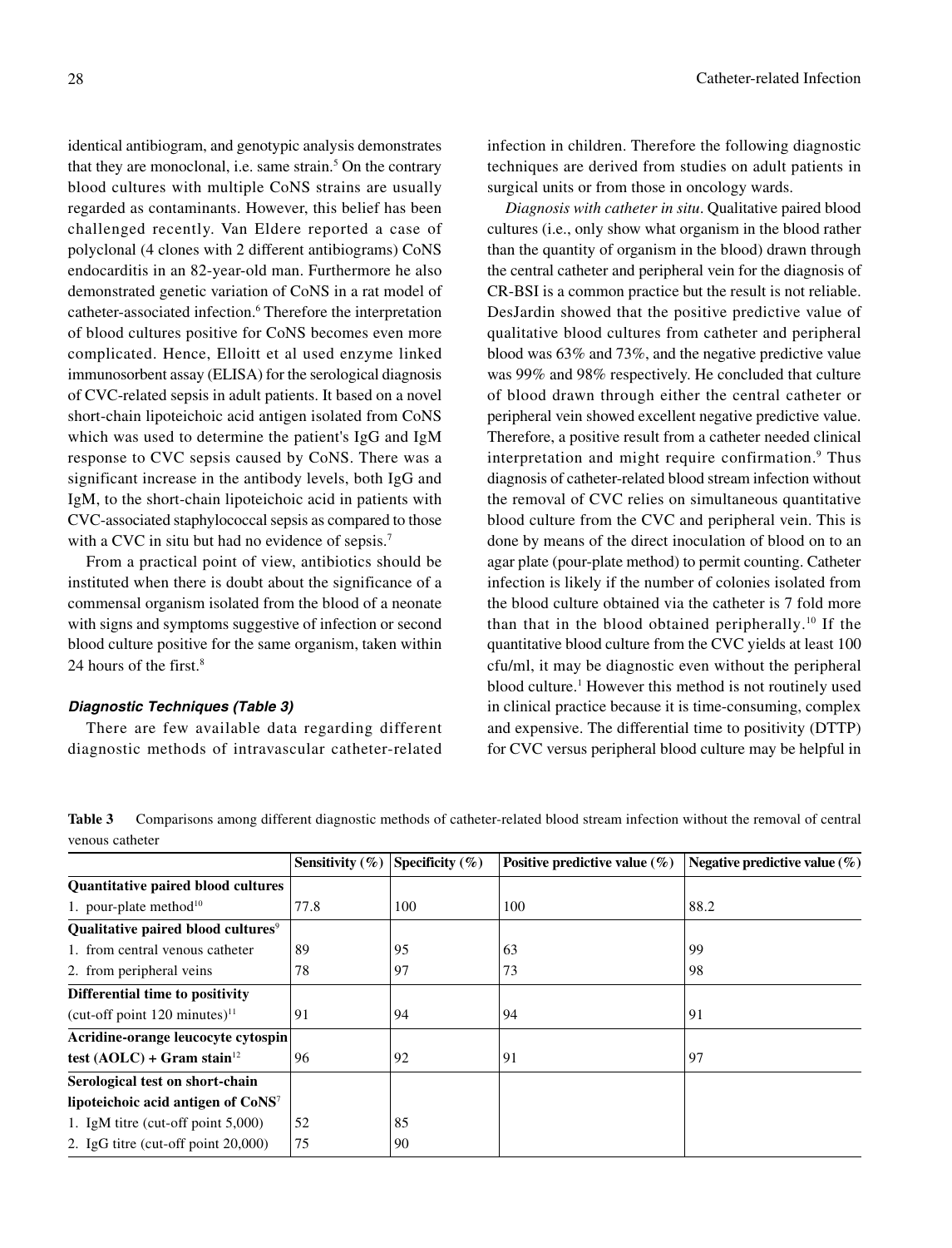identical antibiogram, and genotypic analysis demonstrates that they are monoclonal, i.e. same strain.[5] On the contrary blood cultures with multiple CoNS strains are usually regarded as contaminants. However, this belief has been challenged recently. Van Eldere reported a case of polyclonal (4 clones with 2 different antibiograms) CoNS endocarditis in an 82-year-old man. Furthermore he also demonstrated genetic variation of CoNS in a rat model of catheter-associated infection.[6] Therefore the interpretation of blood cultures positive for CoNS becomes even more complicated. Hence, Elloitt et al used enzyme linked immunosorbent assay (ELISA) for the serological diagnosis of CVC-related sepsis in adult patients. It based on a novel short-chain lipoteichoic acid antigen isolated from CoNS which was used to determine the patient's IgG and IgM response to CVC sepsis caused by CoNS. There was a significant increase in the antibody levels, both IgG and IgM, to the short-chain lipoteichoic acid in patients with CVC-associated staphylococcal sepsis as compared to those with a CVC in situ but had no evidence of sepsis.[7]

From a practical point of view, antibiotics should be instituted when there is doubt about the significance of a commensal organism isolated from the blood of a neonate with signs and symptoms suggestive of infection or second blood culture positive for the same organism, taken within 24 hours of the first.[8]

### *Diagnostic Techniques (Table 3)*

There are few available data regarding different diagnostic methods of intravascular catheter-related infection in children. Therefore the following diagnostic techniques are derived from studies on adult patients in surgical units or from those in oncology wards.

*Diagnosis with catheter in situ*. Qualitative paired blood cultures (i.e., only show what organism in the blood rather than the quantity of organism in the blood) drawn through the central catheter and peripheral vein for the diagnosis of CR-BSI is a common practice but the result is not reliable. DesJardin showed that the positive predictive value of qualitative blood cultures from catheter and peripheral blood was 63% and 73%, and the negative predictive value was 99% and 98% respectively. He concluded that culture of blood drawn through either the central catheter or peripheral vein showed excellent negative predictive value. Therefore, a positive result from a catheter needed clinical interpretation and might require confirmation.[9] Thus diagnosis of catheter-related blood stream infection without the removal of CVC relies on simultaneous quantitative blood culture from the CVC and peripheral vein. This is done by means of the direct inoculation of blood on to an agar plate (pour-plate method) to permit counting. Catheter infection is likely if the number of colonies isolated from the blood culture obtained via the catheter is 7 fold more than that in the blood obtained peripherally.[10] If the quantitative blood culture from the CVC yields at least 100 cfu/ml, it may be diagnostic even without the peripheral blood culture.[1] However this method is not routinely used in clinical practice because it is time-consuming, complex and expensive. The differential time to positivity (DTTP) for CVC versus peripheral blood culture may be helpful in

**Table 3** Comparisons among different diagnostic methods of catheter-related blood stream infection without the removal of central venous catheter

| | Sensitivity (%) | Specificity (%) | Positive predictive value (%) | Negative predictive value (%) |
|---|---|---|---|---|
| **Quantitative paired blood cultures** | | | | |
| 1. pour-plate method[10] | 77.8 | 100 | 100 | 88.2 |
| **Qualitative paired blood cultures**[9] | | | | |
| 1. from central venous catheter | 89 | 95 | 63 | 99 |
| 2. from peripheral veins | 78 | 97 | 73 | 98 |
| **Differential time to positivity** (cut-off point 120 minutes)[11] | 91 | 94 | 94 | 91 |
| **Acridine-orange leucocyte cytospin test (AOLC) + Gram stain**[12] | 96 | 92 | 91 | 97 |
| **Serological test on short-chain lipoteichoic acid antigen of CoNS**[7] | | | | |
| 1. IgM titre (cut-off point 5,000) | 52 | 85 | | |
| 2. IgG titre (cut-off point 20,000) | 75 | 90 | | |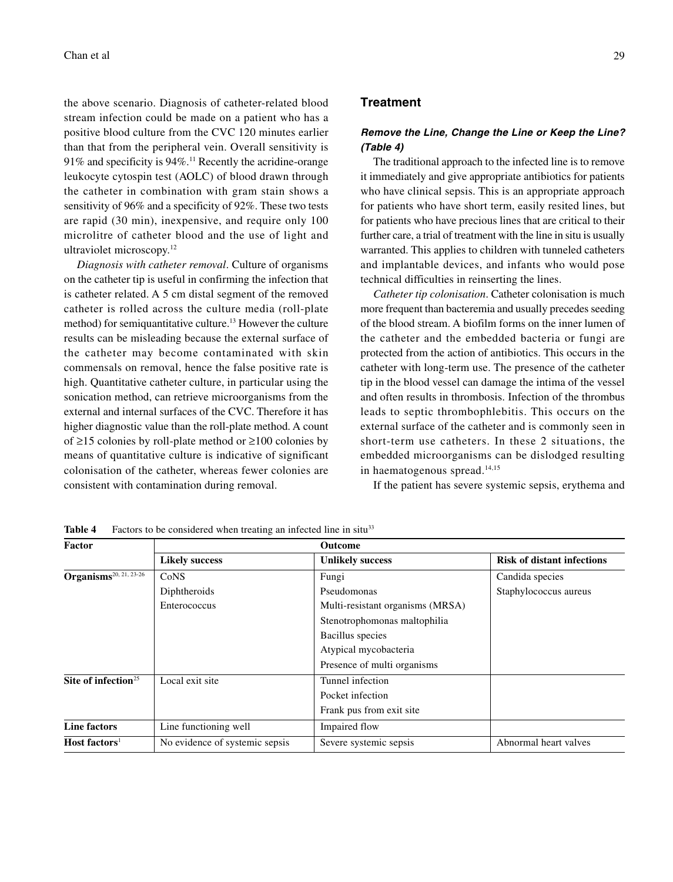the above scenario. Diagnosis of catheter-related blood stream infection could be made on a patient who has a positive blood culture from the CVC 120 minutes earlier than that from the peripheral vein. Overall sensitivity is 91% and specificity is 94%.[11] Recently the acridine-orange leukocyte cytospin test (AOLC) of blood drawn through the catheter in combination with gram stain shows a sensitivity of 96% and a specificity of 92%. These two tests are rapid (30 min), inexpensive, and require only 100 microlitre of catheter blood and the use of light and ultraviolet microscopy.[12]

*Diagnosis with catheter removal*. Culture of organisms on the catheter tip is useful in confirming the infection that is catheter related. A 5 cm distal segment of the removed catheter is rolled across the culture media (roll-plate method) for semiquantitative culture.[13] However the culture results can be misleading because the external surface of the catheter may become contaminated with skin commensals on removal, hence the false positive rate is high. Quantitative catheter culture, in particular using the sonication method, can retrieve microorganisms from the external and internal surfaces of the CVC. Therefore it has higher diagnostic value than the roll-plate method. A count of ≥15 colonies by roll-plate method or ≥100 colonies by means of quantitative culture is indicative of significant colonisation of the catheter, whereas fewer colonies are consistent with contamination during removal.

## Treatment

### *Remove the Line, Change the Line or Keep the Line? (Table 4)*

The traditional approach to the infected line is to remove it immediately and give appropriate antibiotics for patients who have clinical sepsis. This is an appropriate approach for patients who have short term, easily resited lines, but for patients who have precious lines that are critical to their further care, a trial of treatment with the line in situ is usually warranted. This applies to children with tunneled catheters and implantable devices, and infants who would pose technical difficulties in reinserting the lines.

*Catheter tip colonisation*. Catheter colonisation is much more frequent than bacteremia and usually precedes seeding of the blood stream. A biofilm forms on the inner lumen of the catheter and the embedded bacteria or fungi are protected from the action of antibiotics. This occurs in the catheter with long-term use. The presence of the catheter tip in the blood vessel can damage the intima of the vessel and often results in thrombosis. Infection of the thrombus leads to septic thrombophlebitis. This occurs on the external surface of the catheter and is commonly seen in short-term use catheters. In these 2 situations, the embedded microorganisms can be dislodged resulting in haematogenous spread.[14,15]

If the patient has severe systemic sepsis, erythema and

**Table 4** Factors to be considered when treating an infected line in situ[33]

| Factor | Outcome | | |
|---|---|---|---|
| | **Likely success** | **Unlikely success** | **Risk of distant infections** |
| **Organisms**[20, 21, 23-26] | CoNS | Fungi | Candida species |
| | Diphtheroids | Pseudomonas | Staphylococcus aureus |
| | Enterococcus | Multi-resistant organisms (MRSA) | |
| | | Stenotrophomonas maltophilia | |
| | | Bacillus species | |
| | | Atypical mycobacteria | |
| | | Presence of multi organisms | |
| **Site of infection**[25] | Local exit site | Tunnel infection | |
| | | Pocket infection | |
| | | Frank pus from exit site | |
| **Line factors** | Line functioning well | Impaired flow | |
| **Host factors**[1] | No evidence of systemic sepsis | Severe systemic sepsis | Abnormal heart valves |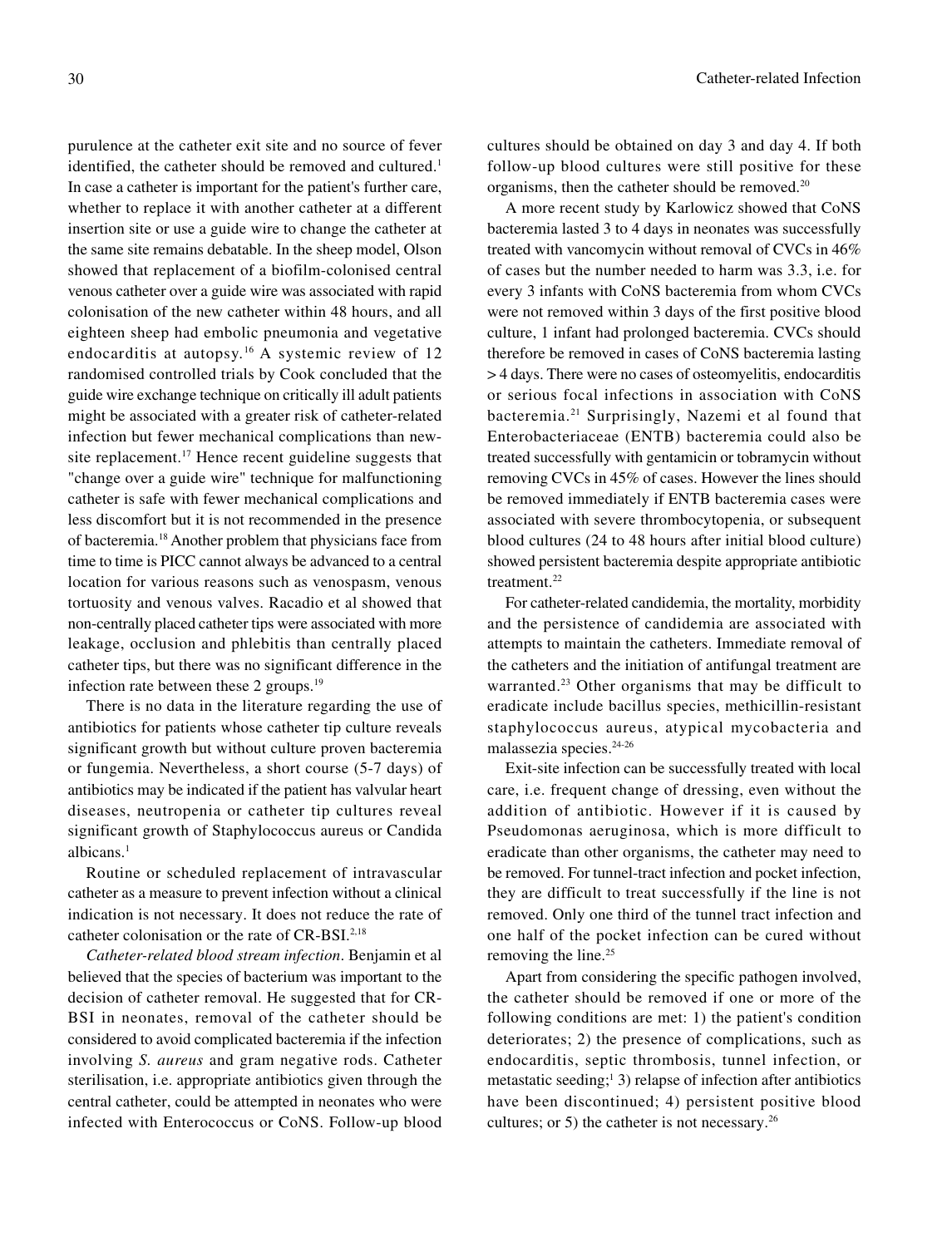purulence at the catheter exit site and no source of fever identified, the catheter should be removed and cultured.[1] In case a catheter is important for the patient's further care, whether to replace it with another catheter at a different insertion site or use a guide wire to change the catheter at the same site remains debatable. In the sheep model, Olson showed that replacement of a biofilm-colonised central venous catheter over a guide wire was associated with rapid colonisation of the new catheter within 48 hours, and all eighteen sheep had embolic pneumonia and vegetative endocarditis at autopsy.[16] A systemic review of 12 randomised controlled trials by Cook concluded that the guide wire exchange technique on critically ill adult patients might be associated with a greater risk of catheter-related infection but fewer mechanical complications than new-site replacement.[17] Hence recent guideline suggests that "change over a guide wire" technique for malfunctioning catheter is safe with fewer mechanical complications and less discomfort but it is not recommended in the presence of bacteremia.[18] Another problem that physicians face from time to time is PICC cannot always be advanced to a central location for various reasons such as venospasm, venous tortuosity and venous valves. Racadio et al showed that non-centrally placed catheter tips were associated with more leakage, occlusion and phlebitis than centrally placed catheter tips, but there was no significant difference in the infection rate between these 2 groups.[19]

There is no data in the literature regarding the use of antibiotics for patients whose catheter tip culture reveals significant growth but without culture proven bacteremia or fungemia. Nevertheless, a short course (5-7 days) of antibiotics may be indicated if the patient has valvular heart diseases, neutropenia or catheter tip cultures reveal significant growth of Staphylococcus aureus or Candida albicans.[1]

Routine or scheduled replacement of intravascular catheter as a measure to prevent infection without a clinical indication is not necessary. It does not reduce the rate of catheter colonisation or the rate of CR-BSI.[2,18]

*Catheter-related blood stream infection*. Benjamin et al believed that the species of bacterium was important to the decision of catheter removal. He suggested that for CR-BSI in neonates, removal of the catheter should be considered to avoid complicated bacteremia if the infection involving *S. aureus* and gram negative rods. Catheter sterilisation, i.e. appropriate antibiotics given through the central catheter, could be attempted in neonates who were infected with Enterococcus or CoNS. Follow-up blood cultures should be obtained on day 3 and day 4. If both follow-up blood cultures were still positive for these organisms, then the catheter should be removed.[20]

A more recent study by Karlowicz showed that CoNS bacteremia lasted 3 to 4 days in neonates was successfully treated with vancomycin without removal of CVCs in 46% of cases but the number needed to harm was 3.3, i.e. for every 3 infants with CoNS bacteremia from whom CVCs were not removed within 3 days of the first positive blood culture, 1 infant had prolonged bacteremia. CVCs should therefore be removed in cases of CoNS bacteremia lasting > 4 days. There were no cases of osteomyelitis, endocarditis or serious focal infections in association with CoNS bacteremia.[21] Surprisingly, Nazemi et al found that Enterobacteriaceae (ENTB) bacteremia could also be treated successfully with gentamicin or tobramycin without removing CVCs in 45% of cases. However the lines should be removed immediately if ENTB bacteremia cases were associated with severe thrombocytopenia, or subsequent blood cultures (24 to 48 hours after initial blood culture) showed persistent bacteremia despite appropriate antibiotic treatment.[22]

For catheter-related candidemia, the mortality, morbidity and the persistence of candidemia are associated with attempts to maintain the catheters. Immediate removal of the catheters and the initiation of antifungal treatment are warranted.[23] Other organisms that may be difficult to eradicate include bacillus species, methicillin-resistant staphylococcus aureus, atypical mycobacteria and malassezia species.[24-26]

Exit-site infection can be successfully treated with local care, i.e. frequent change of dressing, even without the addition of antibiotic. However if it is caused by Pseudomonas aeruginosa, which is more difficult to eradicate than other organisms, the catheter may need to be removed. For tunnel-tract infection and pocket infection, they are difficult to treat successfully if the line is not removed. Only one third of the tunnel tract infection and one half of the pocket infection can be cured without removing the line.[25]

Apart from considering the specific pathogen involved, the catheter should be removed if one or more of the following conditions are met: 1) the patient's condition deteriorates; 2) the presence of complications, such as endocarditis, septic thrombosis, tunnel infection, or metastatic seeding;[1] 3) relapse of infection after antibiotics have been discontinued; 4) persistent positive blood cultures; or 5) the catheter is not necessary.[26]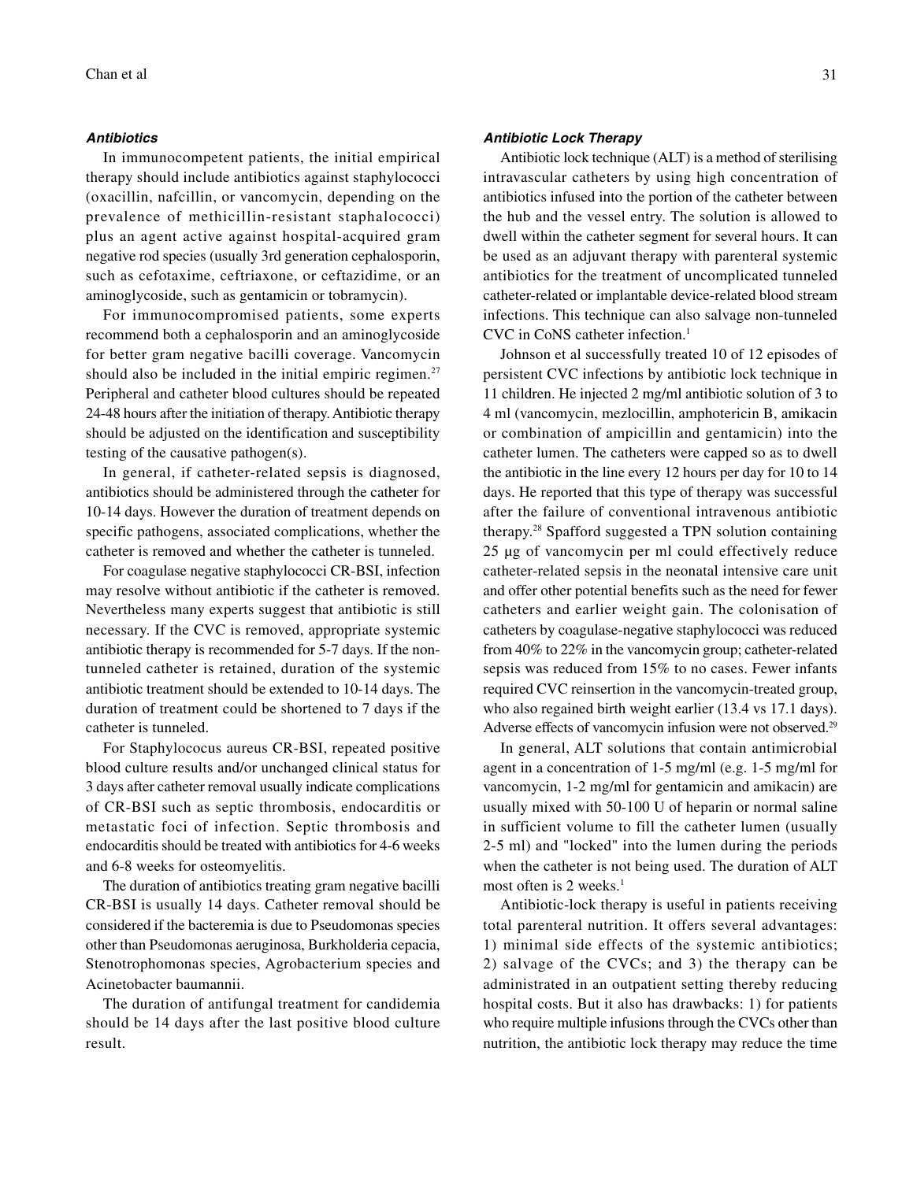### *Antibiotics*

In immunocompetent patients, the initial empirical therapy should include antibiotics against staphylococci (oxacillin, nafcillin, or vancomycin, depending on the prevalence of methicillin-resistant staphalococci) plus an agent active against hospital-acquired gram negative rod species (usually 3rd generation cephalosporin, such as cefotaxime, ceftriaxone, or ceftazidime, or an aminoglycoside, such as gentamicin or tobramycin).

For immunocompromised patients, some experts recommend both a cephalosporin and an aminoglycoside for better gram negative bacilli coverage. Vancomycin should also be included in the initial empiric regimen.[27] Peripheral and catheter blood cultures should be repeated 24-48 hours after the initiation of therapy. Antibiotic therapy should be adjusted on the identification and susceptibility testing of the causative pathogen(s).

In general, if catheter-related sepsis is diagnosed, antibiotics should be administered through the catheter for 10-14 days. However the duration of treatment depends on specific pathogens, associated complications, whether the catheter is removed and whether the catheter is tunneled.

For coagulase negative staphylococci CR-BSI, infection may resolve without antibiotic if the catheter is removed. Nevertheless many experts suggest that antibiotic is still necessary. If the CVC is removed, appropriate systemic antibiotic therapy is recommended for 5-7 days. If the non-tunneled catheter is retained, duration of the systemic antibiotic treatment should be extended to 10-14 days. The duration of treatment could be shortened to 7 days if the catheter is tunneled.

For Staphylococus aureus CR-BSI, repeated positive blood culture results and/or unchanged clinical status for 3 days after catheter removal usually indicate complications of CR-BSI such as septic thrombosis, endocarditis or metastatic foci of infection. Septic thrombosis and endocarditis should be treated with antibiotics for 4-6 weeks and 6-8 weeks for osteomyelitis.

The duration of antibiotics treating gram negative bacilli CR-BSI is usually 14 days. Catheter removal should be considered if the bacteremia is due to Pseudomonas species other than Pseudomonas aeruginosa, Burkholderia cepacia, Stenotrophomonas species, Agrobacterium species and Acinetobacter baumannii.

The duration of antifungal treatment for candidemia should be 14 days after the last positive blood culture result.

### *Antibiotic Lock Therapy*

Antibiotic lock technique (ALT) is a method of sterilising intravascular catheters by using high concentration of antibiotics infused into the portion of the catheter between the hub and the vessel entry. The solution is allowed to dwell within the catheter segment for several hours. It can be used as an adjuvant therapy with parenteral systemic antibiotics for the treatment of uncomplicated tunneled catheter-related or implantable device-related blood stream infections. This technique can also salvage non-tunneled CVC in CoNS catheter infection.[1]

Johnson et al successfully treated 10 of 12 episodes of persistent CVC infections by antibiotic lock technique in 11 children. He injected 2 mg/ml antibiotic solution of 3 to 4 ml (vancomycin, mezlocillin, amphotericin B, amikacin or combination of ampicillin and gentamicin) into the catheter lumen. The catheters were capped so as to dwell the antibiotic in the line every 12 hours per day for 10 to 14 days. He reported that this type of therapy was successful after the failure of conventional intravenous antibiotic therapy.[28] Spafford suggested a TPN solution containing 25 µg of vancomycin per ml could effectively reduce catheter-related sepsis in the neonatal intensive care unit and offer other potential benefits such as the need for fewer catheters and earlier weight gain. The colonisation of catheters by coagulase-negative staphylococci was reduced from 40% to 22% in the vancomycin group; catheter-related sepsis was reduced from 15% to no cases. Fewer infants required CVC reinsertion in the vancomycin-treated group, who also regained birth weight earlier (13.4 vs 17.1 days). Adverse effects of vancomycin infusion were not observed.[29]

In general, ALT solutions that contain antimicrobial agent in a concentration of 1-5 mg/ml (e.g. 1-5 mg/ml for vancomycin, 1-2 mg/ml for gentamicin and amikacin) are usually mixed with 50-100 U of heparin or normal saline in sufficient volume to fill the catheter lumen (usually 2-5 ml) and "locked" into the lumen during the periods when the catheter is not being used. The duration of ALT most often is 2 weeks.[1]

Antibiotic-lock therapy is useful in patients receiving total parenteral nutrition. It offers several advantages: 1) minimal side effects of the systemic antibiotics; 2) salvage of the CVCs; and 3) the therapy can be administrated in an outpatient setting thereby reducing hospital costs. But it also has drawbacks: 1) for patients who require multiple infusions through the CVCs other than nutrition, the antibiotic lock therapy may reduce the time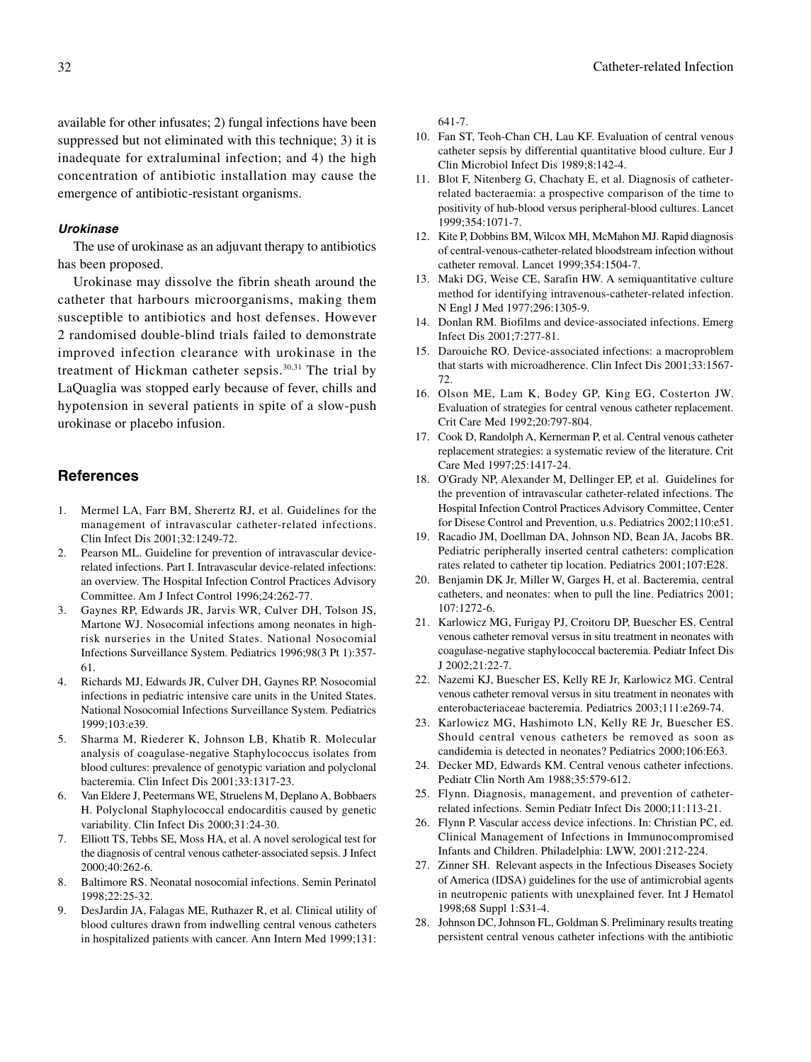available for other infusates; 2) fungal infections have been suppressed but not eliminated with this technique; 3) it is inadequate for extraluminal infection; and 4) the high concentration of antibiotic installation may cause the emergence of antibiotic-resistant organisms.

#### *Urokinase*

The use of urokinase as an adjuvant therapy to antibiotics has been proposed.

Urokinase may dissolve the fibrin sheath around the catheter that harbours microorganisms, making them susceptible to antibiotics and host defenses. However 2 randomised double-blind trials failed to demonstrate improved infection clearance with urokinase in the treatment of Hickman catheter sepsis.[30,31] The trial by LaQuaglia was stopped early because of fever, chills and hypotension in several patients in spite of a slow-push urokinase or placebo infusion.

## References

1. Mermel LA, Farr BM, Sherertz RJ, et al. Guidelines for the management of intravascular catheter-related infections. Clin Infect Dis 2001;32:1249-72.
2. Pearson ML. Guideline for prevention of intravascular device-related infections. Part I. Intravascular device-related infections: an overview. The Hospital Infection Control Practices Advisory Committee. Am J Infect Control 1996;24:262-77.
3. Gaynes RP, Edwards JR, Jarvis WR, Culver DH, Tolson JS, Martone WJ. Nosocomial infections among neonates in high-risk nurseries in the United States. National Nosocomial Infections Surveillance System. Pediatrics 1996;98(3 Pt 1):357-61.
4. Richards MJ, Edwards JR, Culver DH, Gaynes RP. Nosocomial infections in pediatric intensive care units in the United States. National Nosocomial Infections Surveillance System. Pediatrics 1999;103:e39.
5. Sharma M, Riederer K, Johnson LB, Khatib R. Molecular analysis of coagulase-negative Staphylococcus isolates from blood cultures: prevalence of genotypic variation and polyclonal bacteremia. Clin Infect Dis 2001;33:1317-23.
6. Van Eldere J, Peetermans WE, Struelens M, Deplano A, Bobbaers H. Polyclonal Staphylococcal endocarditis caused by genetic variability. Clin Infect Dis 2000;31:24-30.
7. Elliott TS, Tebbs SE, Moss HA, et al. A novel serological test for the diagnosis of central venous catheter-associated sepsis. J Infect 2000;40:262-6.
8. Baltimore RS. Neonatal nosocomial infections. Semin Perinatol 1998;22:25-32.
9. DesJardin JA, Falagas ME, Ruthazer R, et al. Clinical utility of blood cultures drawn from indwelling central venous catheters in hospitalized patients with cancer. Ann Intern Med 1999;131:641-7.
10. Fan ST, Teoh-Chan CH, Lau KF. Evaluation of central venous catheter sepsis by differential quantitative blood culture. Eur J Clin Microbiol Infect Dis 1989;8:142-4.
11. Blot F, Nitenberg G, Chachaty E, et al. Diagnosis of catheter-related bacteraemia: a prospective comparison of the time to positivity of hub-blood versus peripheral-blood cultures. Lancet 1999;354:1071-7.
12. Kite P, Dobbins BM, Wilcox MH, McMahon MJ. Rapid diagnosis of central-venous-catheter-related bloodstream infection without catheter removal. Lancet 1999;354:1504-7.
13. Maki DG, Weise CE, Sarafin HW. A semiquantitative culture method for identifying intravenous-catheter-related infection. N Engl J Med 1977;296:1305-9.
14. Donlan RM. Biofilms and device-associated infections. Emerg Infect Dis 2001;7:277-81.
15. Darouiche RO. Device-associated infections: a macroproblem that starts with microadherence. Clin Infect Dis 2001;33:1567-72.
16. Olson ME, Lam K, Bodey GP, King EG, Costerton JW. Evaluation of strategies for central venous catheter replacement. Crit Care Med 1992;20:797-804.
17. Cook D, Randolph A, Kernerman P, et al. Central venous catheter replacement strategies: a systematic review of the literature. Crit Care Med 1997;25:1417-24.
18. O'Grady NP, Alexander M, Dellinger EP, et al. Guidelines for the prevention of intravascular catheter-related infections. The Hospital Infection Control Practices Advisory Committee, Center for Disese Control and Prevention, u.s. Pediatrics 2002;110:e51.
19. Racadio JM, Doellman DA, Johnson ND, Bean JA, Jacobs BR. Pediatric peripherally inserted central catheters: complication rates related to catheter tip location. Pediatrics 2001;107:E28.
20. Benjamin DK Jr, Miller W, Garges H, et al. Bacteremia, central catheters, and neonates: when to pull the line. Pediatrics 2001; 107:1272-6.
21. Karlowicz MG, Furigay PJ, Croitoru DP, Buescher ES. Central venous catheter removal versus in situ treatment in neonates with coagulase-negative staphylococcal bacteremia. Pediatr Infect Dis J 2002;21:22-7.
22. Nazemi KJ, Buescher ES, Kelly RE Jr, Karlowicz MG. Central venous catheter removal versus in situ treatment in neonates with enterobacteriaceae bacteremia. Pediatrics 2003;111:e269-74.
23. Karlowicz MG, Hashimoto LN, Kelly RE Jr, Buescher ES. Should central venous catheters be removed as soon as candidemia is detected in neonates? Pediatrics 2000;106:E63.
24. Decker MD, Edwards KM. Central venous catheter infections. Pediatr Clin North Am 1988;35:579-612.
25. Flynn. Diagnosis, management, and prevention of catheter-related infections. Semin Pediatr Infect Dis 2000;11:113-21.
26. Flynn P. Vascular access device infections. In: Christian PC, ed. Clinical Management of Infections in Immunocompromised Infants and Children. Philadelphia: LWW, 2001:212-224.
27. Zinner SH. Relevant aspects in the Infectious Diseases Society of America (IDSA) guidelines for the use of antimicrobial agents in neutropenic patients with unexplained fever. Int J Hematol 1998;68 Suppl 1:S31-4.
28. Johnson DC, Johnson FL, Goldman S. Preliminary results treating persistent central venous catheter infections with the antibiotic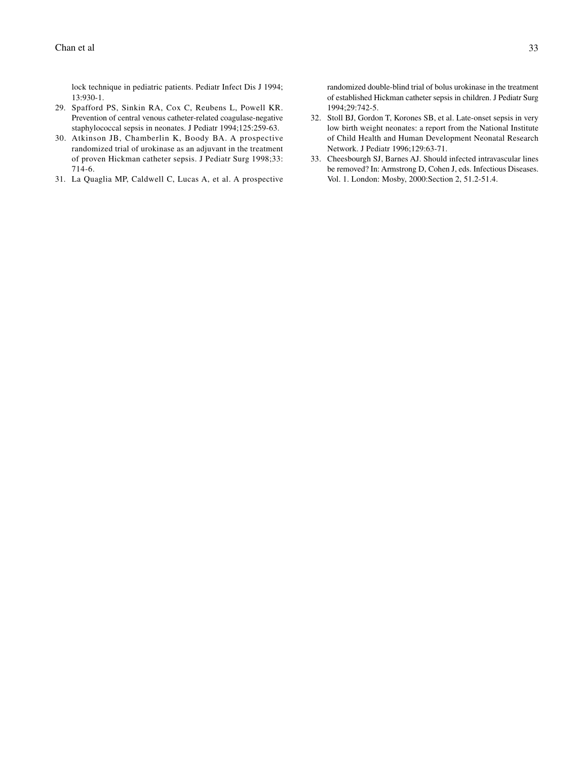lock technique in pediatric patients. Pediatr Infect Dis J 1994; 13:930-1.

29. Spafford PS, Sinkin RA, Cox C, Reubens L, Powell KR. Prevention of central venous catheter-related coagulase-negative staphylococcal sepsis in neonates. J Pediatr 1994;125:259-63.
30. Atkinson JB, Chamberlin K, Boody BA. A prospective randomized trial of urokinase as an adjuvant in the treatment of proven Hickman catheter sepsis. J Pediatr Surg 1998;33: 714-6.
31. La Quaglia MP, Caldwell C, Lucas A, et al. A prospective randomized double-blind trial of bolus urokinase in the treatment of established Hickman catheter sepsis in children. J Pediatr Surg 1994;29:742-5.
32. Stoll BJ, Gordon T, Korones SB, et al. Late-onset sepsis in very low birth weight neonates: a report from the National Institute of Child Health and Human Development Neonatal Research Network. J Pediatr 1996;129:63-71.
33. Cheesbourgh SJ, Barnes AJ. Should infected intravascular lines be removed? In: Armstrong D, Cohen J, eds. Infectious Diseases. Vol. 1. London: Mosby, 2000:Section 2, 51.2-51.4.